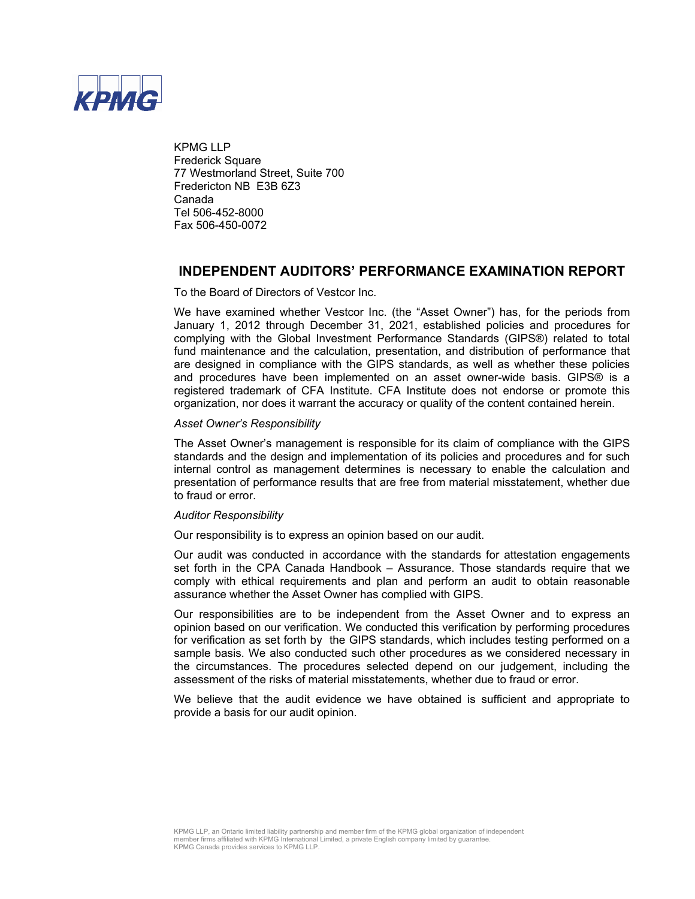KPMG

KPMG LLP
Frederick Square
77 Westmorland Street, Suite 700
Fredericton NB E3B 6Z3
Canada
Tel 506-452-8000
Fax 506-450-0072

## INDEPENDENT AUDITORS' PERFORMANCE EXAMINATION REPORT

To the Board of Directors of Vestcor Inc.

We have examined whether Vestcor Inc. (the "Asset Owner") has, for the periods from January 1, 2012 through December 31, 2021, established policies and procedures for complying with the Global Investment Performance Standards (GIPS®) related to total fund maintenance and the calculation, presentation, and distribution of performance that are designed in compliance with the GIPS standards, as well as whether these policies and procedures have been implemented on an asset owner-wide basis. GIPS® is a registered trademark of CFA Institute. CFA Institute does not endorse or promote this organization, nor does it warrant the accuracy or quality of the content contained herein.

*Asset Owner's Responsibility*

The Asset Owner's management is responsible for its claim of compliance with the GIPS standards and the design and implementation of its policies and procedures and for such internal control as management determines is necessary to enable the calculation and presentation of performance results that are free from material misstatement, whether due to fraud or error.

*Auditor Responsibility*

Our responsibility is to express an opinion based on our audit.

Our audit was conducted in accordance with the standards for attestation engagements set forth in the CPA Canada Handbook – Assurance. Those standards require that we comply with ethical requirements and plan and perform an audit to obtain reasonable assurance whether the Asset Owner has complied with GIPS.

Our responsibilities are to be independent from the Asset Owner and to express an opinion based on our verification. We conducted this verification by performing procedures for verification as set forth by the GIPS standards, which includes testing performed on a sample basis. We also conducted such other procedures as we considered necessary in the circumstances. The procedures selected depend on our judgement, including the assessment of the risks of material misstatements, whether due to fraud or error.

We believe that the audit evidence we have obtained is sufficient and appropriate to provide a basis for our audit opinion.

KPMG LLP, an Ontario limited liability partnership and member firm of the KPMG global organization of independent member firms affiliated with KPMG International Limited, a private English company limited by guarantee.
KPMG Canada provides services to KPMG LLP.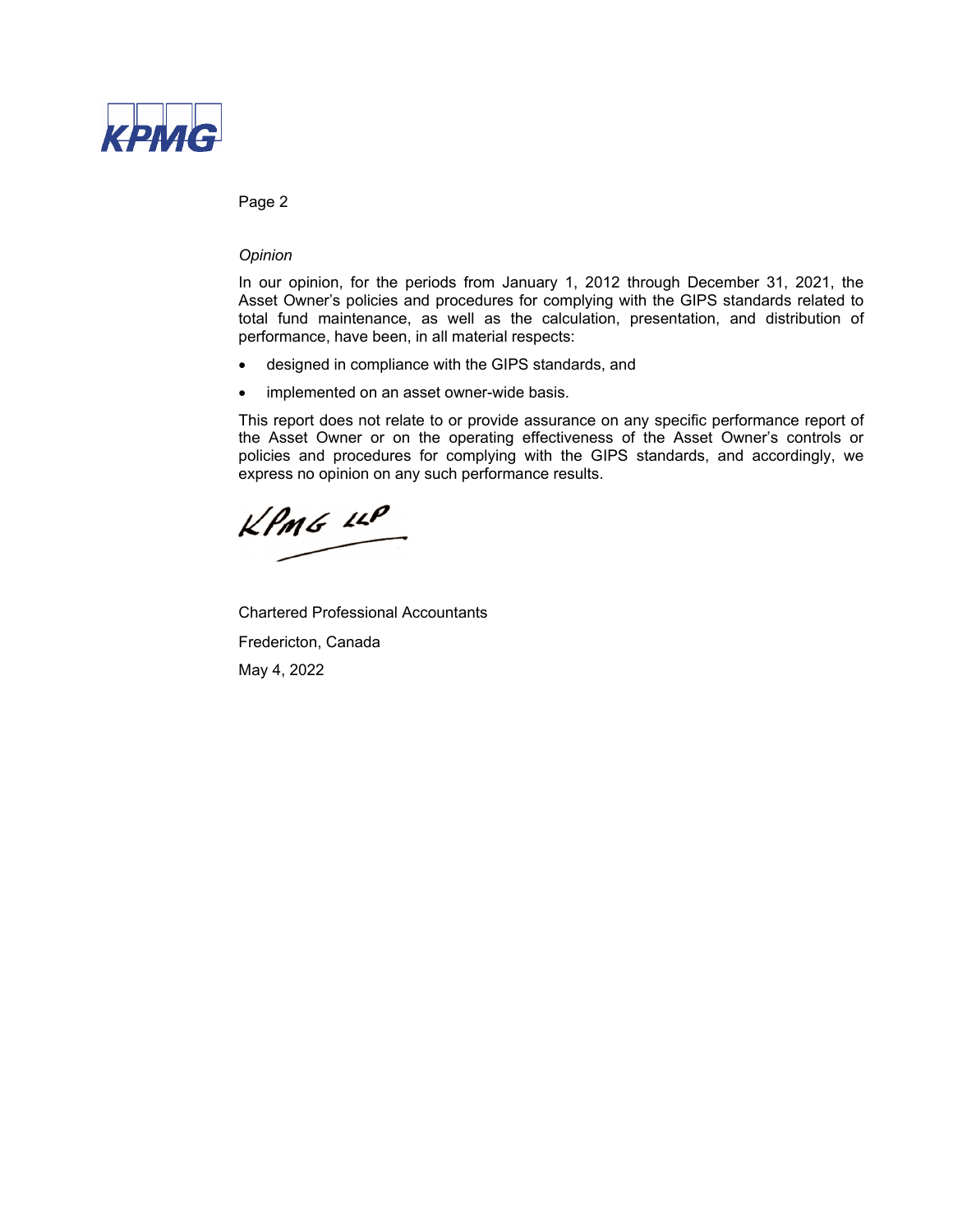*Opinion*

In our opinion, for the periods from January 1, 2012 through December 31, 2021, the Asset Owner's policies and procedures for complying with the GIPS standards related to total fund maintenance, as well as the calculation, presentation, and distribution of performance, have been, in all material respects:

- designed in compliance with the GIPS standards, and
- implemented on an asset owner-wide basis.

This report does not relate to or provide assurance on any specific performance report of the Asset Owner or on the operating effectiveness of the Asset Owner's controls or policies and procedures for complying with the GIPS standards, and accordingly, we express no opinion on any such performance results.

KPMG LLP

Chartered Professional Accountants

Fredericton, Canada

May 4, 2022